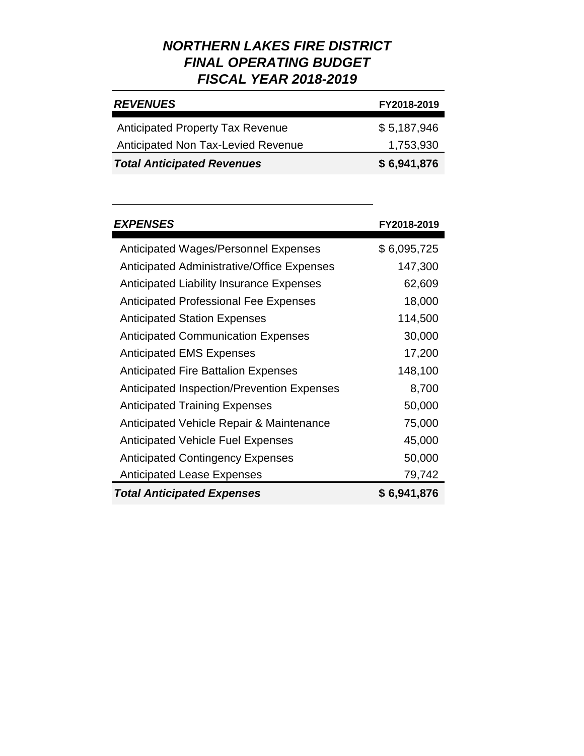# *NORTHERN LAKES FIRE DISTRICT*
# *FINAL OPERATING BUDGET*
# *FISCAL YEAR 2018-2019*

| ***REVENUES*** | **FY2018-2019** |
|---|---|
| Anticipated Property Tax Revenue | $ 5,187,946 |
| Anticipated Non Tax-Levied Revenue | 1,753,930 |
| ***Total Anticipated Revenues*** | **$ 6,941,876** |

| ***EXPENSES*** | **FY2018-2019** |
|---|---|
| Anticipated Wages/Personnel Expenses | $ 6,095,725 |
| Anticipated Administrative/Office Expenses | 147,300 |
| Anticipated Liability Insurance Expenses | 62,609 |
| Anticipated Professional Fee Expenses | 18,000 |
| Anticipated Station Expenses | 114,500 |
| Anticipated Communication Expenses | 30,000 |
| Anticipated EMS Expenses | 17,200 |
| Anticipated Fire Battalion Expenses | 148,100 |
| Anticipated Inspection/Prevention Expenses | 8,700 |
| Anticipated Training Expenses | 50,000 |
| Anticipated Vehicle Repair & Maintenance | 75,000 |
| Anticipated Vehicle Fuel Expenses | 45,000 |
| Anticipated Contingency Expenses | 50,000 |
| Anticipated Lease Expenses | 79,742 |
| ***Total Anticipated Expenses*** | **$ 6,941,876** |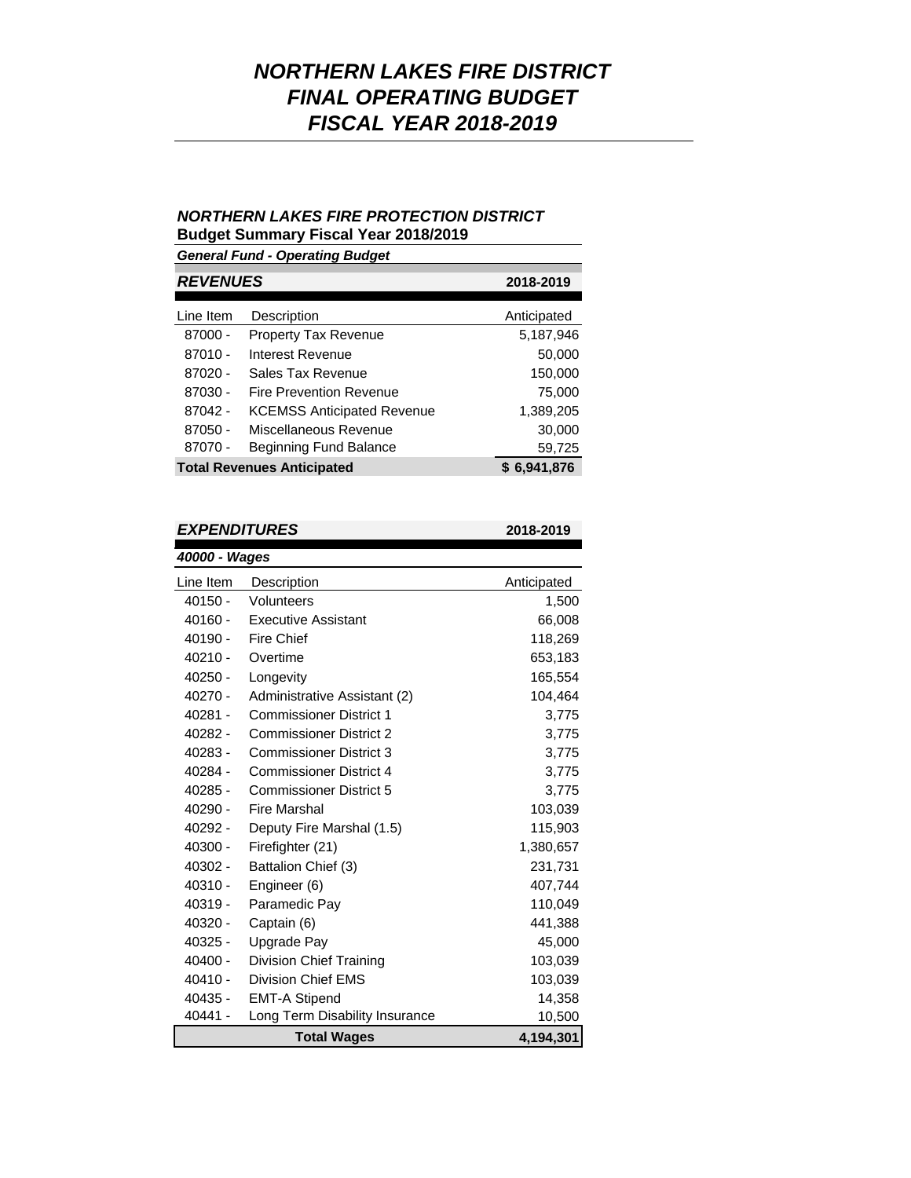# *NORTHERN LAKES FIRE DISTRICT*
# *FINAL OPERATING BUDGET*
# *FISCAL YEAR 2018-2019*

### *NORTHERN LAKES FIRE PROTECTION DISTRICT*
**Budget Summary Fiscal Year 2018/2019**

***General Fund - Operating Budget***

| ***REVENUES*** | | **2018-2019** |
|---|---|---|
| Line Item | Description | Anticipated |
| 87000 - | Property Tax Revenue | 5,187,946 |
| 87010 - | Interest Revenue | 50,000 |
| 87020 - | Sales Tax Revenue | 150,000 |
| 87030 - | Fire Prevention Revenue | 75,000 |
| 87042 - | KCEMSS Anticipated Revenue | 1,389,205 |
| 87050 - | Miscellaneous Revenue | 30,000 |
| 87070 - | Beginning Fund Balance | 59,725 |
| **Total Revenues Anticipated** | | **$ 6,941,876** |

| ***EXPENDITURES*** | | **2018-2019** |
|---|---|---|
| ***40000 - Wages*** | | |
| Line Item | Description | Anticipated |
| 40150 - | Volunteers | 1,500 |
| 40160 - | Executive Assistant | 66,008 |
| 40190 - | Fire Chief | 118,269 |
| 40210 - | Overtime | 653,183 |
| 40250 - | Longevity | 165,554 |
| 40270 - | Administrative Assistant (2) | 104,464 |
| 40281 - | Commissioner District 1 | 3,775 |
| 40282 - | Commissioner District 2 | 3,775 |
| 40283 - | Commissioner District 3 | 3,775 |
| 40284 - | Commissioner District 4 | 3,775 |
| 40285 - | Commissioner District 5 | 3,775 |
| 40290 - | Fire Marshal | 103,039 |
| 40292 - | Deputy Fire Marshal (1.5) | 115,903 |
| 40300 - | Firefighter (21) | 1,380,657 |
| 40302 - | Battalion Chief (3) | 231,731 |
| 40310 - | Engineer (6) | 407,744 |
| 40319 - | Paramedic Pay | 110,049 |
| 40320 - | Captain (6) | 441,388 |
| 40325 - | Upgrade Pay | 45,000 |
| 40400 - | Division Chief Training | 103,039 |
| 40410 - | Division Chief EMS | 103,039 |
| 40435 - | EMT-A Stipend | 14,358 |
| 40441 - | Long Term Disability Insurance | 10,500 |
| | **Total Wages** | **4,194,301** |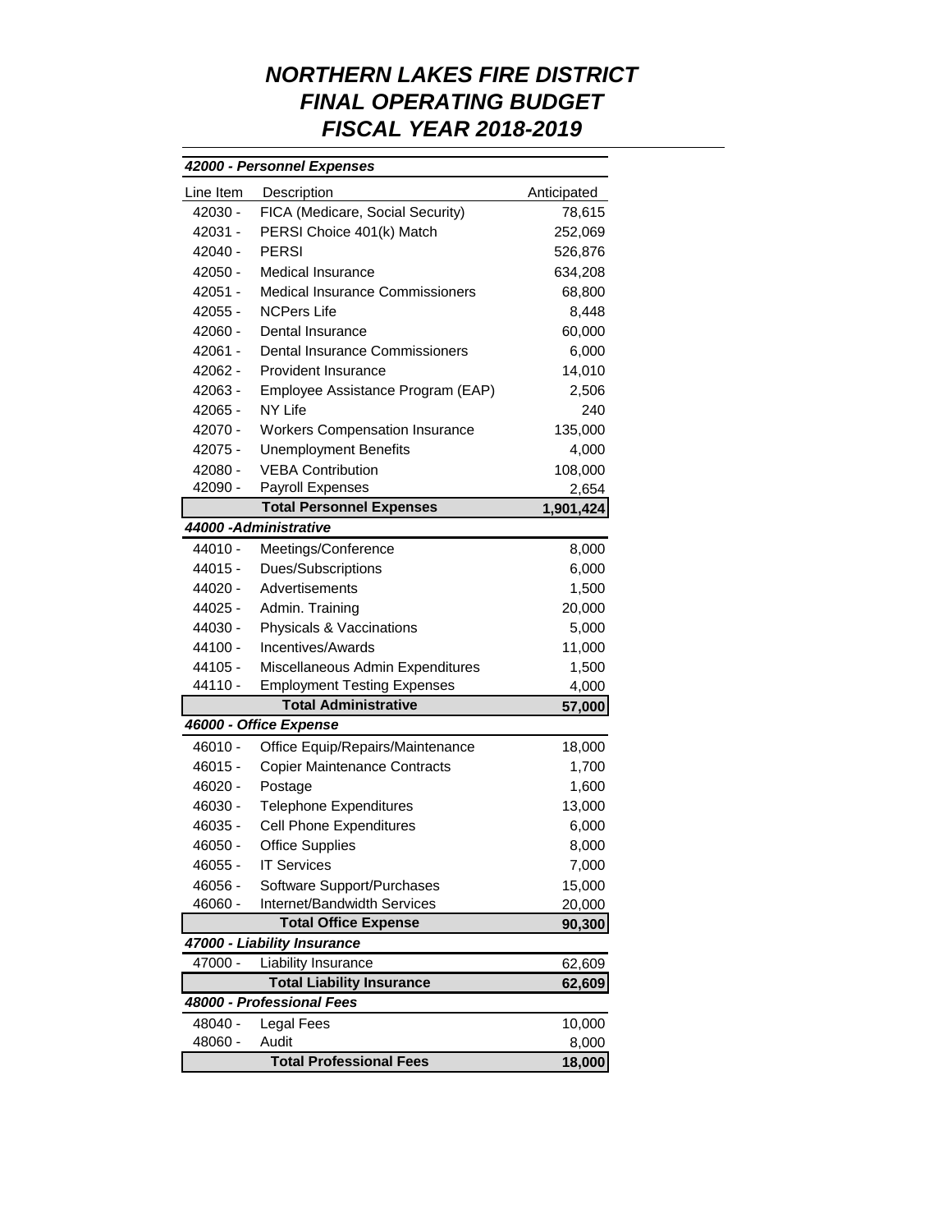# NORTHERN LAKES FIRE DISTRICT
# FINAL OPERATING BUDGET
# FISCAL YEAR 2018-2019

| 42000 - Personnel Expenses | | |
|---|---|---|
| Line Item | Description | Anticipated |
| 42030 - | FICA (Medicare, Social Security) | 78,615 |
| 42031 - | PERSI Choice 401(k) Match | 252,069 |
| 42040 - | PERSI | 526,876 |
| 42050 - | Medical Insurance | 634,208 |
| 42051 - | Medical Insurance Commissioners | 68,800 |
| 42055 - | NCPers Life | 8,448 |
| 42060 - | Dental Insurance | 60,000 |
| 42061 - | Dental Insurance Commissioners | 6,000 |
| 42062 - | Provident Insurance | 14,010 |
| 42063 - | Employee Assistance Program (EAP) | 2,506 |
| 42065 - | NY Life | 240 |
| 42070 - | Workers Compensation Insurance | 135,000 |
| 42075 - | Unemployment Benefits | 4,000 |
| 42080 - | VEBA Contribution | 108,000 |
| 42090 - | Payroll Expenses | 2,654 |
| | **Total Personnel Expenses** | **1,901,424** |

| 44000 -Administrative | | |
|---|---|---|
| 44010 - | Meetings/Conference | 8,000 |
| 44015 - | Dues/Subscriptions | 6,000 |
| 44020 - | Advertisements | 1,500 |
| 44025 - | Admin. Training | 20,000 |
| 44030 - | Physicals & Vaccinations | 5,000 |
| 44100 - | Incentives/Awards | 11,000 |
| 44105 - | Miscellaneous Admin Expenditures | 1,500 |
| 44110 - | Employment Testing Expenses | 4,000 |
| | **Total Administrative** | **57,000** |

| 46000 - Office Expense | | |
|---|---|---|
| 46010 - | Office Equip/Repairs/Maintenance | 18,000 |
| 46015 - | Copier Maintenance Contracts | 1,700 |
| 46020 - | Postage | 1,600 |
| 46030 - | Telephone Expenditures | 13,000 |
| 46035 - | Cell Phone Expenditures | 6,000 |
| 46050 - | Office Supplies | 8,000 |
| 46055 - | IT Services | 7,000 |
| 46056 - | Software Support/Purchases | 15,000 |
| 46060 - | Internet/Bandwidth Services | 20,000 |
| | **Total Office Expense** | **90,300** |

| 47000 - Liability Insurance | | |
|---|---|---|
| 47000 - | Liability Insurance | 62,609 |
| | **Total Liability Insurance** | **62,609** |

| 48000 - Professional Fees | | |
|---|---|---|
| 48040 - | Legal Fees | 10,000 |
| 48060 - | Audit | 8,000 |
| | **Total Professional Fees** | **18,000** |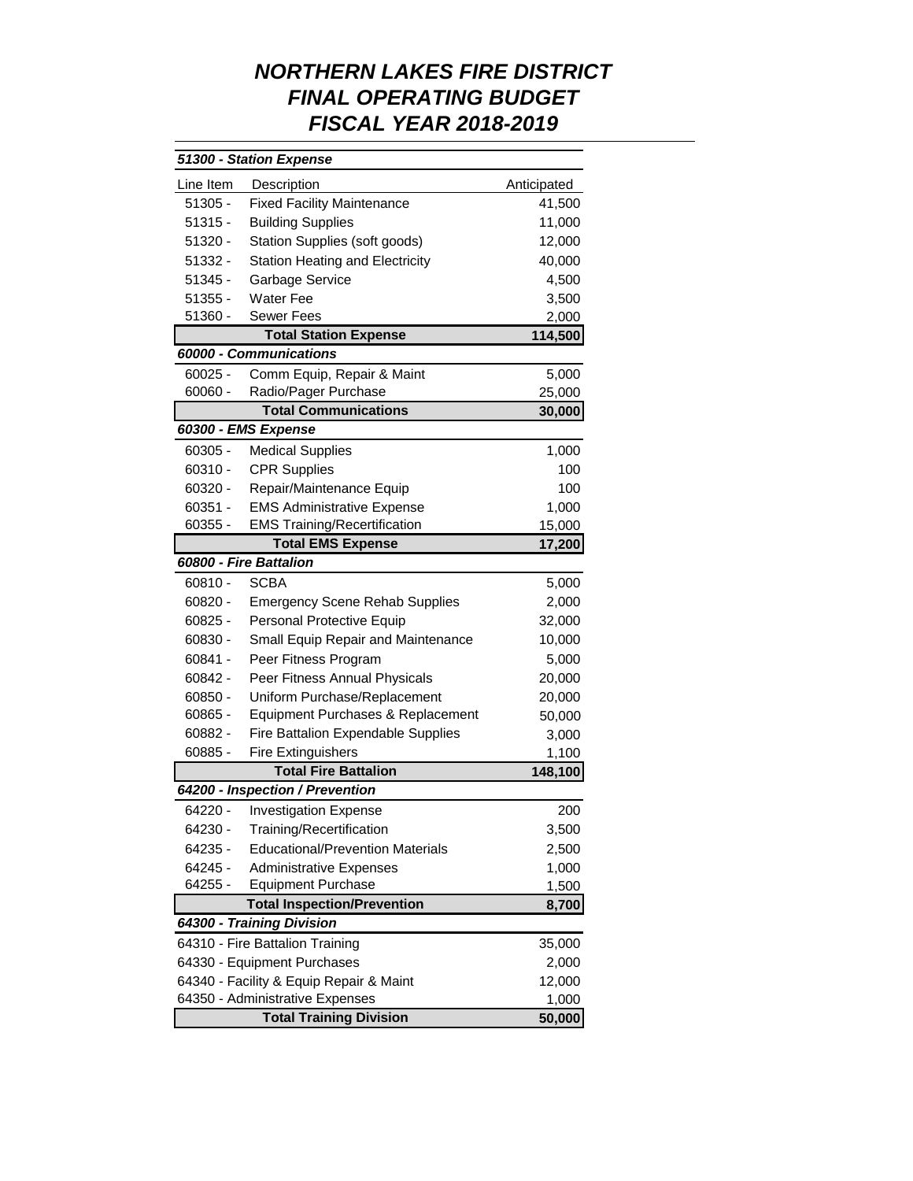# NORTHERN LAKES FIRE DISTRICT
# FINAL OPERATING BUDGET
# FISCAL YEAR 2018-2019

| Line Item | Description | Anticipated |
|---|---|---|
| ***51300 - Station Expense*** | | |
| 51305 - | Fixed Facility Maintenance | 41,500 |
| 51315 - | Building Supplies | 11,000 |
| 51320 - | Station Supplies (soft goods) | 12,000 |
| 51332 - | Station Heating and Electricity | 40,000 |
| 51345 - | Garbage Service | 4,500 |
| 51355 - | Water Fee | 3,500 |
| 51360 - | Sewer Fees | 2,000 |
| | **Total Station Expense** | **114,500** |
| ***60000 - Communications*** | | |
| 60025 - | Comm Equip, Repair & Maint | 5,000 |
| 60060 - | Radio/Pager Purchase | 25,000 |
| | **Total Communications** | **30,000** |
| ***60300 - EMS Expense*** | | |
| 60305 - | Medical Supplies | 1,000 |
| 60310 - | CPR Supplies | 100 |
| 60320 - | Repair/Maintenance Equip | 100 |
| 60351 - | EMS Administrative Expense | 1,000 |
| 60355 - | EMS Training/Recertification | 15,000 |
| | **Total EMS Expense** | **17,200** |
| ***60800 - Fire Battalion*** | | |
| 60810 - | SCBA | 5,000 |
| 60820 - | Emergency Scene Rehab Supplies | 2,000 |
| 60825 - | Personal Protective Equip | 32,000 |
| 60830 - | Small Equip Repair and Maintenance | 10,000 |
| 60841 - | Peer Fitness Program | 5,000 |
| 60842 - | Peer Fitness Annual Physicals | 20,000 |
| 60850 - | Uniform Purchase/Replacement | 20,000 |
| 60865 - | Equipment Purchases & Replacement | 50,000 |
| 60882 - | Fire Battalion Expendable Supplies | 3,000 |
| 60885 - | Fire Extinguishers | 1,100 |
| | **Total Fire Battalion** | **148,100** |
| ***64200 - Inspection / Prevention*** | | |
| 64220 - | Investigation Expense | 200 |
| 64230 - | Training/Recertification | 3,500 |
| 64235 - | Educational/Prevention Materials | 2,500 |
| 64245 - | Administrative Expenses | 1,000 |
| 64255 - | Equipment Purchase | 1,500 |
| | **Total Inspection/Prevention** | **8,700** |
| ***64300 - Training Division*** | | |
| 64310 - Fire Battalion Training | | 35,000 |
| 64330 - Equipment Purchases | | 2,000 |
| 64340 - Facility & Equip Repair & Maint | | 12,000 |
| 64350 - Administrative Expenses | | 1,000 |
| | **Total Training Division** | **50,000** |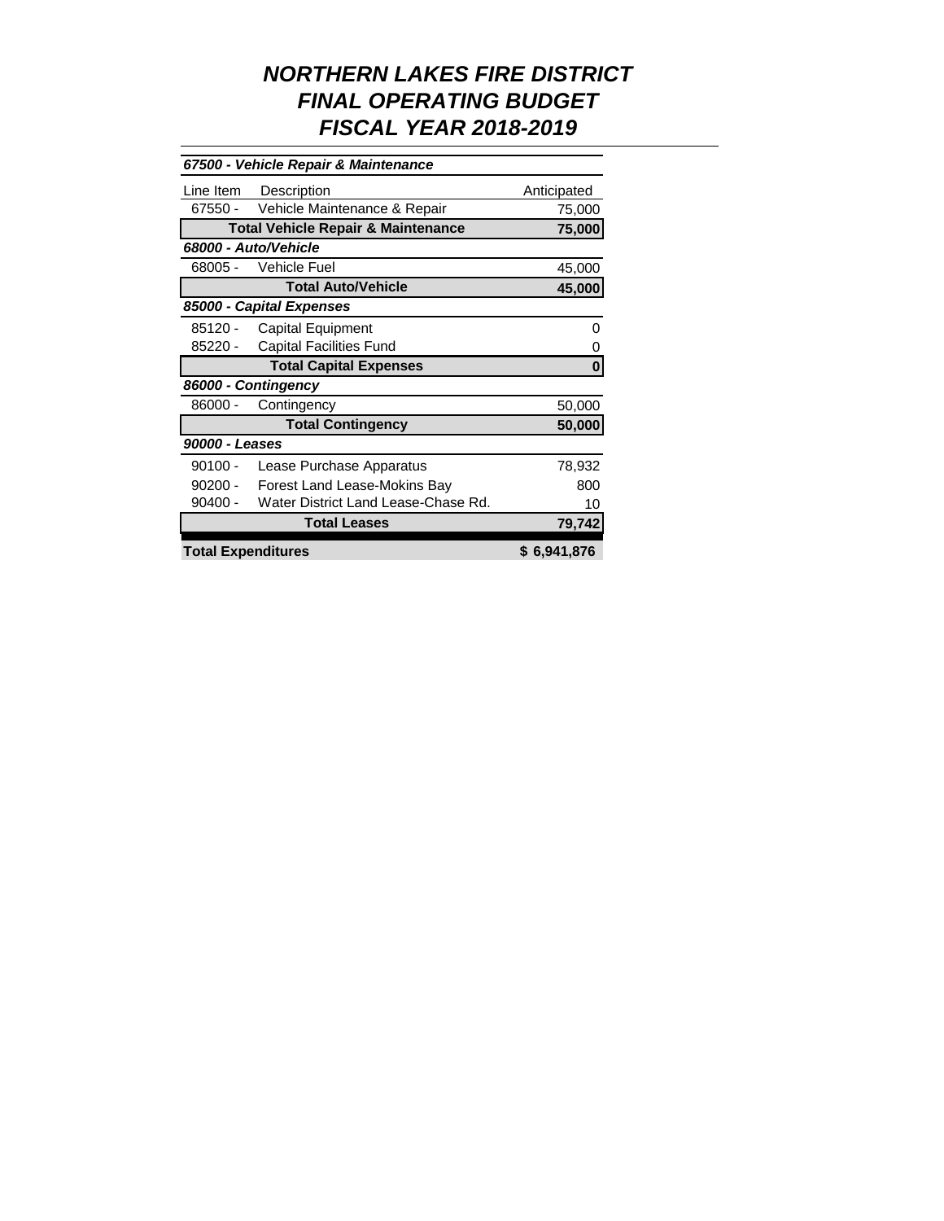# *NORTHERN LAKES FIRE DISTRICT*
# *FINAL OPERATING BUDGET*
# *FISCAL YEAR 2018-2019*

| Line Item | Description | Anticipated |
| --- | --- | --- |
| ***67500 - Vehicle Repair & Maintenance*** | | |
| 67550 - | Vehicle Maintenance & Repair | 75,000 |
| | **Total Vehicle Repair & Maintenance** | **75,000** |
| ***68000 - Auto/Vehicle*** | | |
| 68005 - | Vehicle Fuel | 45,000 |
| | **Total Auto/Vehicle** | **45,000** |
| ***85000 - Capital Expenses*** | | |
| 85120 - | Capital Equipment | 0 |
| 85220 - | Capital Facilities Fund | 0 |
| | **Total Capital Expenses** | **0** |
| ***86000 - Contingency*** | | |
| 86000 - | Contingency | 50,000 |
| | **Total Contingency** | **50,000** |
| ***90000 - Leases*** | | |
| 90100 - | Lease Purchase Apparatus | 78,932 |
| 90200 - | Forest Land Lease-Mokins Bay | 800 |
| 90400 - | Water District Land Lease-Chase Rd. | 10 |
| | **Total Leases** | **79,742** |
| **Total Expenditures** | | **$ 6,941,876** |